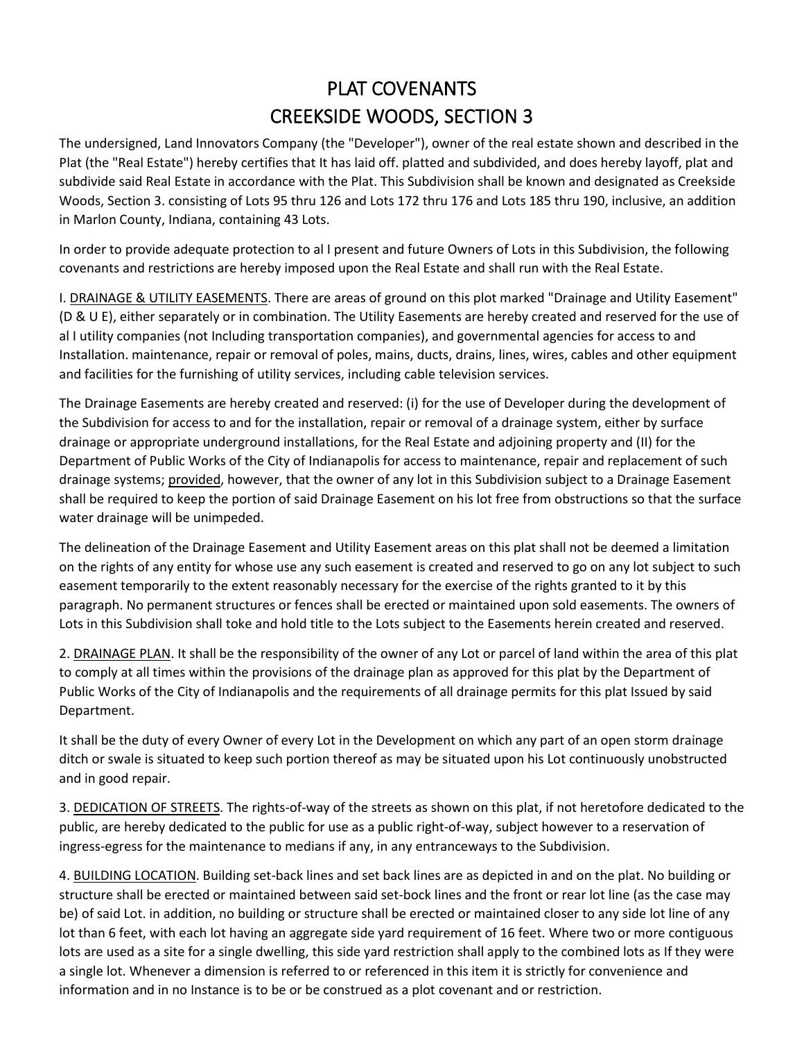# PLAT COVENANTS
# CREEKSIDE WOODS, SECTION 3

The undersigned, Land Innovators Company (the "Developer"), owner of the real estate shown and described in the Plat (the "Real Estate") hereby certifies that It has laid off. platted and subdivided, and does hereby layoff, plat and subdivide said Real Estate in accordance with the Plat. This Subdivision shall be known and designated as Creekside Woods, Section 3. consisting of Lots 95 thru 126 and Lots 172 thru 176 and Lots 185 thru 190, inclusive, an addition in Marlon County, Indiana, containing 43 Lots.

In order to provide adequate protection to al I present and future Owners of Lots in this Subdivision, the following covenants and restrictions are hereby imposed upon the Real Estate and shall run with the Real Estate.

I. <u>DRAINAGE & UTILITY EASEMENTS</u>. There are areas of ground on this plot marked "Drainage and Utility Easement" (D & U E), either separately or in combination. The Utility Easements are hereby created and reserved for the use of al I utility companies (not Including transportation companies), and governmental agencies for access to and Installation. maintenance, repair or removal of poles, mains, ducts, drains, lines, wires, cables and other equipment and facilities for the furnishing of utility services, including cable television services.

The Drainage Easements are hereby created and reserved: (i) for the use of Developer during the development of the Subdivision for access to and for the installation, repair or removal of a drainage system, either by surface drainage or appropriate underground installations, for the Real Estate and adjoining property and (II) for the Department of Public Works of the City of Indianapolis for access to maintenance, repair and replacement of such drainage systems; <u>provided</u>, however, that the owner of any lot in this Subdivision subject to a Drainage Easement shall be required to keep the portion of said Drainage Easement on his lot free from obstructions so that the surface water drainage will be unimpeded.

The delineation of the Drainage Easement and Utility Easement areas on this plat shall not be deemed a limitation on the rights of any entity for whose use any such easement is created and reserved to go on any lot subject to such easement temporarily to the extent reasonably necessary for the exercise of the rights granted to it by this paragraph. No permanent structures or fences shall be erected or maintained upon sold easements. The owners of Lots in this Subdivision shall toke and hold title to the Lots subject to the Easements herein created and reserved.

2. <u>DRAINAGE PLAN</u>. It shall be the responsibility of the owner of any Lot or parcel of land within the area of this plat to comply at all times within the provisions of the drainage plan as approved for this plat by the Department of Public Works of the City of Indianapolis and the requirements of all drainage permits for this plat Issued by said Department.

It shall be the duty of every Owner of every Lot in the Development on which any part of an open storm drainage ditch or swale is situated to keep such portion thereof as may be situated upon his Lot continuously unobstructed and in good repair.

3. <u>DEDICATION OF STREETS</u>. The rights-of-way of the streets as shown on this plat, if not heretofore dedicated to the public, are hereby dedicated to the public for use as a public right-of-way, subject however to a reservation of ingress-egress for the maintenance to medians if any, in any entranceways to the Subdivision.

4. <u>BUILDING LOCATION</u>. Building set-back lines and set back lines are as depicted in and on the plat. No building or structure shall be erected or maintained between said set-bock lines and the front or rear lot line (as the case may be) of said Lot. in addition, no building or structure shall be erected or maintained closer to any side lot line of any lot than 6 feet, with each lot having an aggregate side yard requirement of 16 feet. Where two or more contiguous lots are used as a site for a single dwelling, this side yard restriction shall apply to the combined lots as If they were a single lot. Whenever a dimension is referred to or referenced in this item it is strictly for convenience and information and in no Instance is to be or be construed as a plot covenant and or restriction.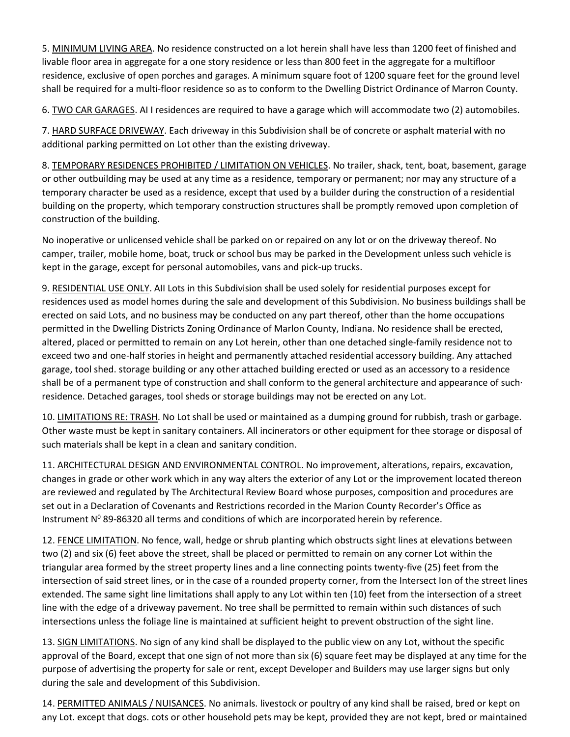5. <u>MINIMUM LIVING AREA</u>. No residence constructed on a lot herein shall have less than 1200 feet of finished and livable floor area in aggregate for a one story residence or less than 800 feet in the aggregate for a multifloor residence, exclusive of open porches and garages. A minimum square foot of 1200 square feet for the ground level shall be required for a multi-floor residence so as to conform to the Dwelling District Ordinance of Marron County.

6. <u>TWO CAR GARAGES</u>. AI I residences are required to have a garage which will accommodate two (2) automobiles.

7. <u>HARD SURFACE DRIVEWAY</u>. Each driveway in this Subdivision shall be of concrete or asphalt material with no additional parking permitted on Lot other than the existing driveway.

8. <u>TEMPORARY RESIDENCES PROHIBITED / LIMITATION ON VEHICLES</u>. No trailer, shack, tent, boat, basement, garage or other outbuilding may be used at any time as a residence, temporary or permanent; nor may any structure of a temporary character be used as a residence, except that used by a builder during the construction of a residential building on the property, which temporary construction structures shall be promptly removed upon completion of construction of the building.

No inoperative or unlicensed vehicle shall be parked on or repaired on any lot or on the driveway thereof. No camper, trailer, mobile home, boat, truck or school bus may be parked in the Development unless such vehicle is kept in the garage, except for personal automobiles, vans and pick-up trucks.

9. <u>RESIDENTIAL USE ONLY</u>. AII Lots in this Subdivision shall be used solely for residential purposes except for residences used as model homes during the sale and development of this Subdivision. No business buildings shall be erected on said Lots, and no business may be conducted on any part thereof, other than the home occupations permitted in the Dwelling Districts Zoning Ordinance of Marlon County, Indiana. No residence shall be erected, altered, placed or permitted to remain on any Lot herein, other than one detached single-family residence not to exceed two and one-half stories in height and permanently attached residential accessory building. Any attached garage, tool shed. storage building or any other attached building erected or used as an accessory to a residence shall be of a permanent type of construction and shall conform to the general architecture and appearance of such· residence. Detached garages, tool sheds or storage buildings may not be erected on any Lot.

10. <u>LIMITATIONS RE: TRASH</u>. No Lot shall be used or maintained as a dumping ground for rubbish, trash or garbage. Other waste must be kept in sanitary containers. All incinerators or other equipment for thee storage or disposal of such materials shall be kept in a clean and sanitary condition.

11. <u>ARCHITECTURAL DESIGN AND ENVIRONMENTAL CONTROL</u>. No improvement, alterations, repairs, excavation, changes in grade or other work which in any way alters the exterior of any Lot or the improvement located thereon are reviewed and regulated by The Architectural Review Board whose purposes, composition and procedures are set out in a Declaration of Covenants and Restrictions recorded in the Marion County Recorder's Office as Instrument N$^0$ 89-86320 all terms and conditions of which are incorporated herein by reference.

12. <u>FENCE LIMITATION</u>. No fence, wall, hedge or shrub planting which obstructs sight lines at elevations between two (2) and six (6) feet above the street, shall be placed or permitted to remain on any corner Lot within the triangular area formed by the street property lines and a line connecting points twenty-five (25) feet from the intersection of said street lines, or in the case of a rounded property corner, from the Intersect Ion of the street lines extended. The same sight line limitations shall apply to any Lot within ten (10) feet from the intersection of a street line with the edge of a driveway pavement. No tree shall be permitted to remain within such distances of such intersections unless the foliage line is maintained at sufficient height to prevent obstruction of the sight line.

13. <u>SIGN LIMITATIONS</u>. No sign of any kind shall be displayed to the public view on any Lot, without the specific approval of the Board, except that one sign of not more than six (6) square feet may be displayed at any time for the purpose of advertising the property for sale or rent, except Developer and Builders may use larger signs but only during the sale and development of this Subdivision.

14. <u>PERMITTED ANIMALS / NUISANCES</u>. No animals. livestock or poultry of any kind shall be raised, bred or kept on any Lot. except that dogs. cots or other household pets may be kept, provided they are not kept, bred or maintained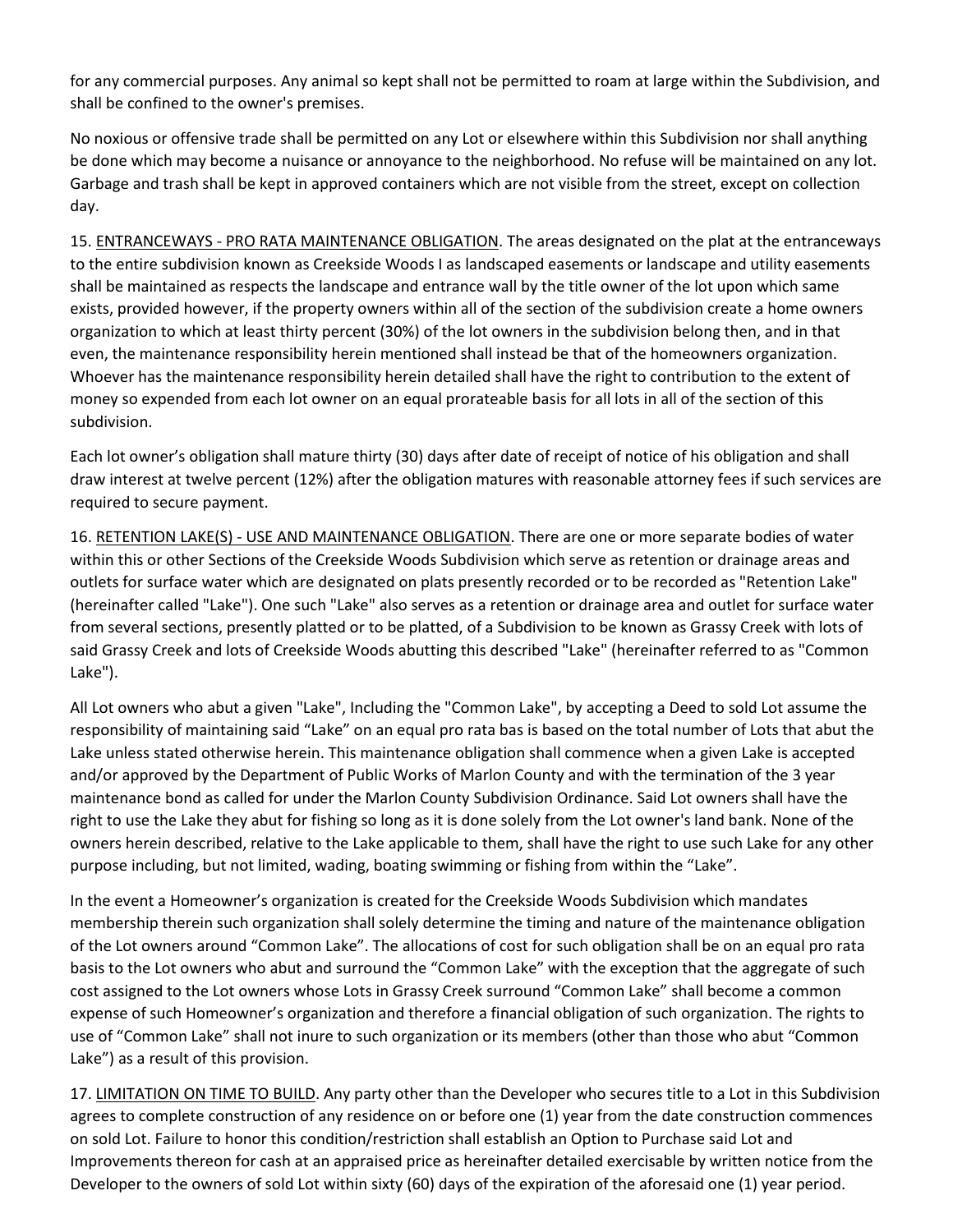for any commercial purposes. Any animal so kept shall not be permitted to roam at large within the Subdivision, and shall be confined to the owner's premises.

No noxious or offensive trade shall be permitted on any Lot or elsewhere within this Subdivision nor shall anything be done which may become a nuisance or annoyance to the neighborhood. No refuse will be maintained on any lot. Garbage and trash shall be kept in approved containers which are not visible from the street, except on collection day.

15. ENTRANCEWAYS - PRO RATA MAINTENANCE OBLIGATION. The areas designated on the plat at the entranceways to the entire subdivision known as Creekside Woods I as landscaped easements or landscape and utility easements shall be maintained as respects the landscape and entrance wall by the title owner of the lot upon which same exists, provided however, if the property owners within all of the section of the subdivision create a home owners organization to which at least thirty percent (30%) of the lot owners in the subdivision belong then, and in that even, the maintenance responsibility herein mentioned shall instead be that of the homeowners organization. Whoever has the maintenance responsibility herein detailed shall have the right to contribution to the extent of money so expended from each lot owner on an equal prorateable basis for all lots in all of the section of this subdivision.

Each lot owner's obligation shall mature thirty (30) days after date of receipt of notice of his obligation and shall draw interest at twelve percent (12%) after the obligation matures with reasonable attorney fees if such services are required to secure payment.

16. RETENTION LAKE(S) - USE AND MAINTENANCE OBLIGATION. There are one or more separate bodies of water within this or other Sections of the Creekside Woods Subdivision which serve as retention or drainage areas and outlets for surface water which are designated on plats presently recorded or to be recorded as "Retention Lake" (hereinafter called "Lake"). One such "Lake" also serves as a retention or drainage area and outlet for surface water from several sections, presently platted or to be platted, of a Subdivision to be known as Grassy Creek with lots of said Grassy Creek and lots of Creekside Woods abutting this described "Lake" (hereinafter referred to as "Common Lake").

All Lot owners who abut a given "Lake", Including the "Common Lake", by accepting a Deed to sold Lot assume the responsibility of maintaining said "Lake" on an equal pro rata bas is based on the total number of Lots that abut the Lake unless stated otherwise herein. This maintenance obligation shall commence when a given Lake is accepted and/or approved by the Department of Public Works of Marlon County and with the termination of the 3 year maintenance bond as called for under the Marlon County Subdivision Ordinance. Said Lot owners shall have the right to use the Lake they abut for fishing so long as it is done solely from the Lot owner's land bank. None of the owners herein described, relative to the Lake applicable to them, shall have the right to use such Lake for any other purpose including, but not limited, wading, boating swimming or fishing from within the "Lake".

In the event a Homeowner's organization is created for the Creekside Woods Subdivision which mandates membership therein such organization shall solely determine the timing and nature of the maintenance obligation of the Lot owners around "Common Lake". The allocations of cost for such obligation shall be on an equal pro rata basis to the Lot owners who abut and surround the "Common Lake" with the exception that the aggregate of such cost assigned to the Lot owners whose Lots in Grassy Creek surround "Common Lake" shall become a common expense of such Homeowner's organization and therefore a financial obligation of such organization. The rights to use of "Common Lake" shall not inure to such organization or its members (other than those who abut "Common Lake") as a result of this provision.

17. LIMITATION ON TIME TO BUILD. Any party other than the Developer who secures title to a Lot in this Subdivision agrees to complete construction of any residence on or before one (1) year from the date construction commences on sold Lot. Failure to honor this condition/restriction shall establish an Option to Purchase said Lot and Improvements thereon for cash at an appraised price as hereinafter detailed exercisable by written notice from the Developer to the owners of sold Lot within sixty (60) days of the expiration of the aforesaid one (1) year period.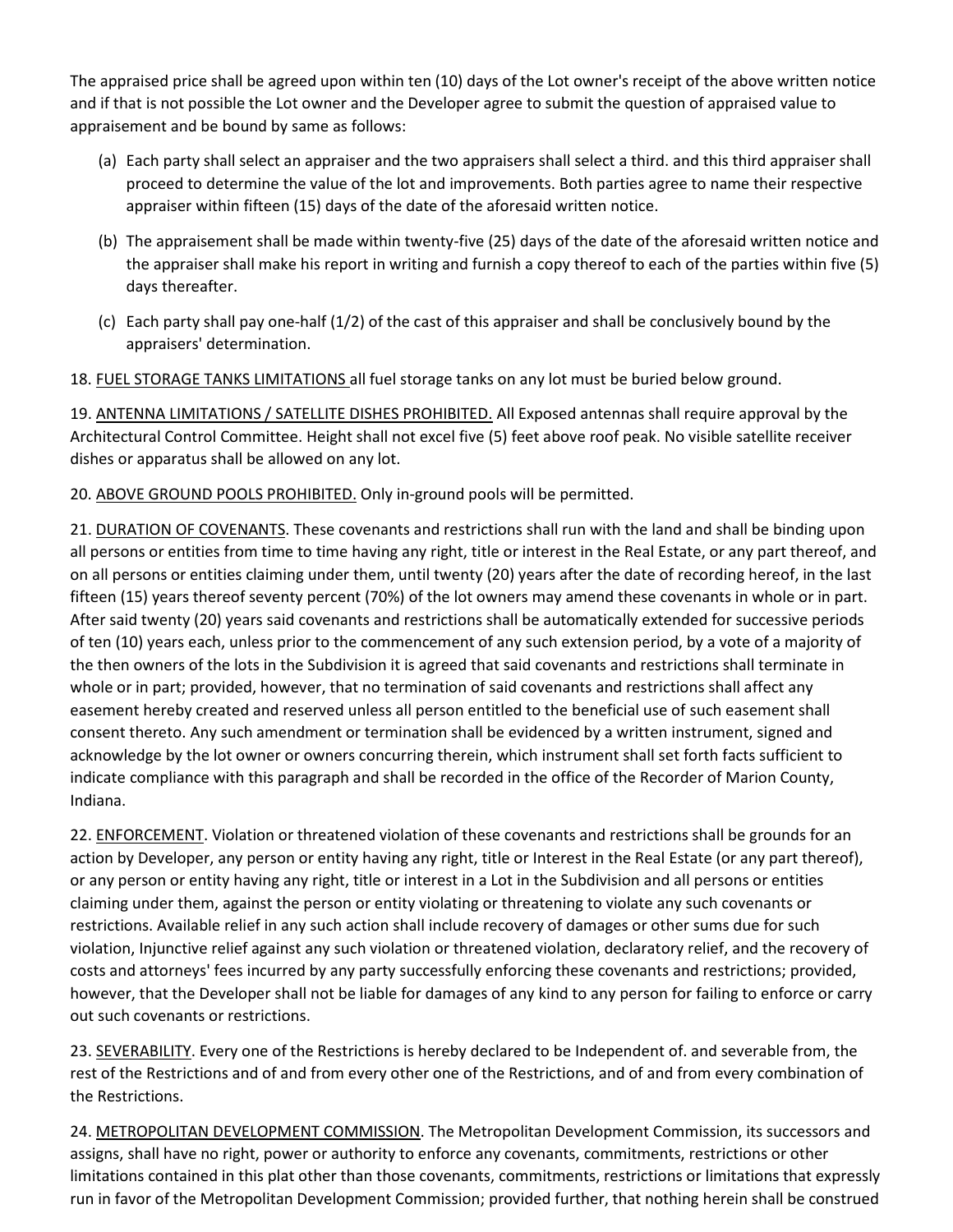The appraised price shall be agreed upon within ten (10) days of the Lot owner's receipt of the above written notice and if that is not possible the Lot owner and the Developer agree to submit the question of appraised value to appraisement and be bound by same as follows:

(a) Each party shall select an appraiser and the two appraisers shall select a third. and this third appraiser shall proceed to determine the value of the lot and improvements. Both parties agree to name their respective appraiser within fifteen (15) days of the date of the aforesaid written notice.

(b) The appraisement shall be made within twenty-five (25) days of the date of the aforesaid written notice and the appraiser shall make his report in writing and furnish a copy thereof to each of the parties within five (5) days thereafter.

(c) Each party shall pay one-half (1/2) of the cast of this appraiser and shall be conclusively bound by the appraisers' determination.

18. <u>FUEL STORAGE TANKS LIMITATIONS</u> all fuel storage tanks on any lot must be buried below ground.

19. <u>ANTENNA LIMITATIONS / SATELLITE DISHES PROHIBITED.</u> All Exposed antennas shall require approval by the Architectural Control Committee. Height shall not excel five (5) feet above roof peak. No visible satellite receiver dishes or apparatus shall be allowed on any lot.

20. <u>ABOVE GROUND POOLS PROHIBITED.</u> Only in-ground pools will be permitted.

21. <u>DURATION OF COVENANTS</u>. These covenants and restrictions shall run with the land and shall be binding upon all persons or entities from time to time having any right, title or interest in the Real Estate, or any part thereof, and on all persons or entities claiming under them, until twenty (20) years after the date of recording hereof, in the last fifteen (15) years thereof seventy percent (70%) of the lot owners may amend these covenants in whole or in part. After said twenty (20) years said covenants and restrictions shall be automatically extended for successive periods of ten (10) years each, unless prior to the commencement of any such extension period, by a vote of a majority of the then owners of the lots in the Subdivision it is agreed that said covenants and restrictions shall terminate in whole or in part; provided, however, that no termination of said covenants and restrictions shall affect any easement hereby created and reserved unless all person entitled to the beneficial use of such easement shall consent thereto. Any such amendment or termination shall be evidenced by a written instrument, signed and acknowledge by the lot owner or owners concurring therein, which instrument shall set forth facts sufficient to indicate compliance with this paragraph and shall be recorded in the office of the Recorder of Marion County, Indiana.

22. <u>ENFORCEMENT</u>. Violation or threatened violation of these covenants and restrictions shall be grounds for an action by Developer, any person or entity having any right, title or Interest in the Real Estate (or any part thereof), or any person or entity having any right, title or interest in a Lot in the Subdivision and all persons or entities claiming under them, against the person or entity violating or threatening to violate any such covenants or restrictions. Available relief in any such action shall include recovery of damages or other sums due for such violation, Injunctive relief against any such violation or threatened violation, declaratory relief, and the recovery of costs and attorneys' fees incurred by any party successfully enforcing these covenants and restrictions; provided, however, that the Developer shall not be liable for damages of any kind to any person for failing to enforce or carry out such covenants or restrictions.

23. <u>SEVERABILITY</u>. Every one of the Restrictions is hereby declared to be Independent of. and severable from, the rest of the Restrictions and of and from every other one of the Restrictions, and of and from every combination of the Restrictions.

24. <u>METROPOLITAN DEVELOPMENT COMMISSION</u>. The Metropolitan Development Commission, its successors and assigns, shall have no right, power or authority to enforce any covenants, commitments, restrictions or other limitations contained in this plat other than those covenants, commitments, restrictions or limitations that expressly run in favor of the Metropolitan Development Commission; provided further, that nothing herein shall be construed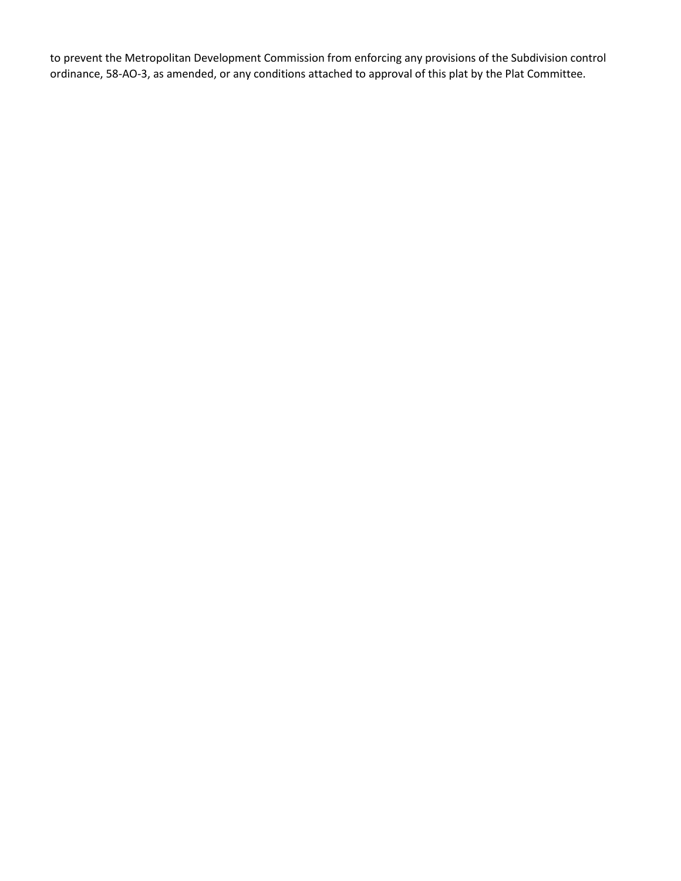to prevent the Metropolitan Development Commission from enforcing any provisions of the Subdivision control ordinance, 58-AO-3, as amended, or any conditions attached to approval of this plat by the Plat Committee.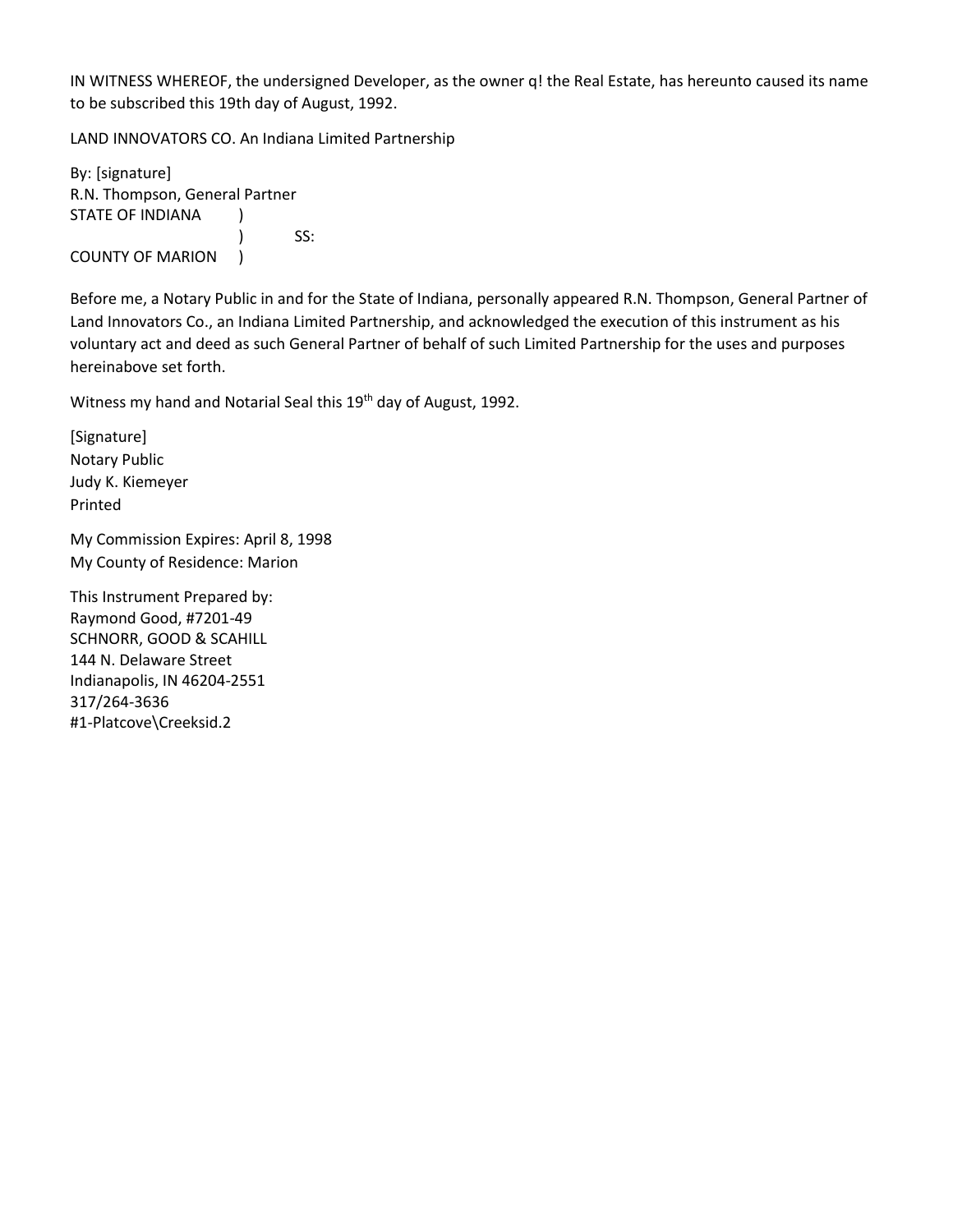IN WITNESS WHEREOF, the undersigned Developer, as the owner q! the Real Estate, has hereunto caused its name to be subscribed this 19th day of August, 1992.

LAND INNOVATORS CO. An Indiana Limited Partnership

By: [signature]
R.N. Thompson, General Partner

STATE OF INDIANA )
) SS:
COUNTY OF MARION )

Before me, a Notary Public in and for the State of Indiana, personally appeared R.N. Thompson, General Partner of Land Innovators Co., an Indiana Limited Partnership, and acknowledged the execution of this instrument as his voluntary act and deed as such General Partner of behalf of such Limited Partnership for the uses and purposes hereinabove set forth.

Witness my hand and Notarial Seal this 19th day of August, 1992.

[Signature]
Notary Public
Judy K. Kiemeyer
Printed

My Commission Expires: April 8, 1998
My County of Residence: Marion

This Instrument Prepared by:
Raymond Good, #7201-49
SCHNORR, GOOD & SCAHILL
144 N. Delaware Street
Indianapolis, IN 46204-2551
317/264-3636
#1-Platcove\Creeksid.2